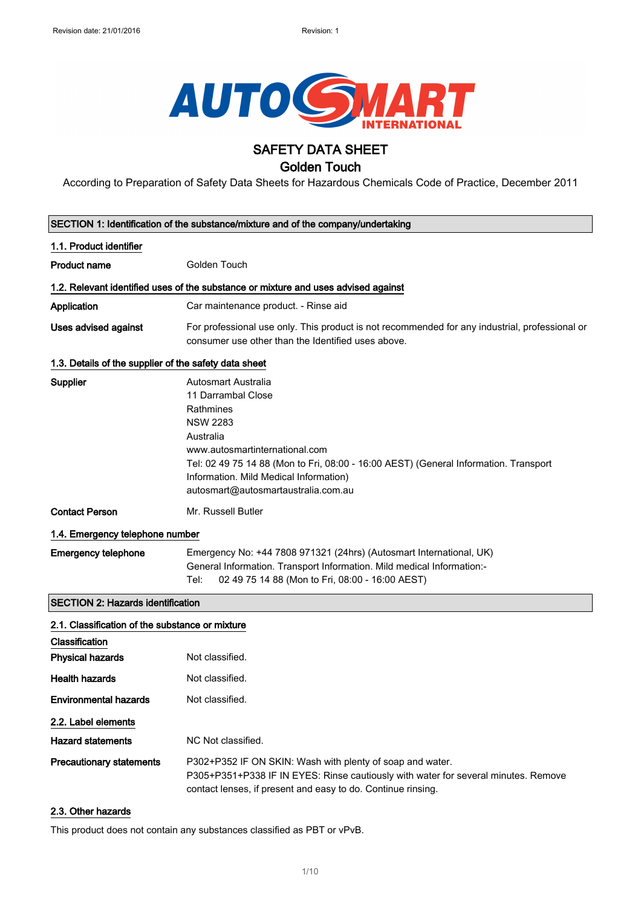# SAFETY DATA SHEET

## Golden Touch

According to Preparation of Safety Data Sheets for Hazardous Chemicals Code of Practice, December 2011

## SECTION 1: Identification of the substance/mixture and of the company/undertaking

### 1.1. Product identifier

**Product name** Golden Touch

### 1.2. Relevant identified uses of the substance or mixture and uses advised against

**Application** Car maintenance product. - Rinse aid

**Uses advised against** For professional use only. This product is not recommended for any industrial, professional or consumer use other than the Identified uses above.

### 1.3. Details of the supplier of the safety data sheet

**Supplier**
Autosmart Australia
11 Darrambal Close
Rathmines
NSW 2283
Australia
www.autosmartinternational.com
Tel: 02 49 75 14 88 (Mon to Fri, 08:00 - 16:00 AEST) (General Information. Transport Information. Mild Medical Information)
autosmart@autosmartaustralia.com.au

**Contact Person** Mr. Russell Butler

### 1.4. Emergency telephone number

**Emergency telephone**
Emergency No: +44 7808 971321 (24hrs) (Autosmart International, UK)
General Information. Transport Information. Mild medical Information:-
Tel: 02 49 75 14 88 (Mon to Fri, 08:00 - 16:00 AEST)

## SECTION 2: Hazards identification

### 2.1. Classification of the substance or mixture

**Classification**

**Physical hazards** Not classified.

**Health hazards** Not classified.

**Environmental hazards** Not classified.

### 2.2. Label elements

**Hazard statements** NC Not classified.

**Precautionary statements**
P302+P352 IF ON SKIN: Wash with plenty of soap and water.
P305+P351+P338 IF IN EYES: Rinse cautiously with water for several minutes. Remove contact lenses, if present and easy to do. Continue rinsing.

### 2.3. Other hazards

This product does not contain any substances classified as PBT or vPvB.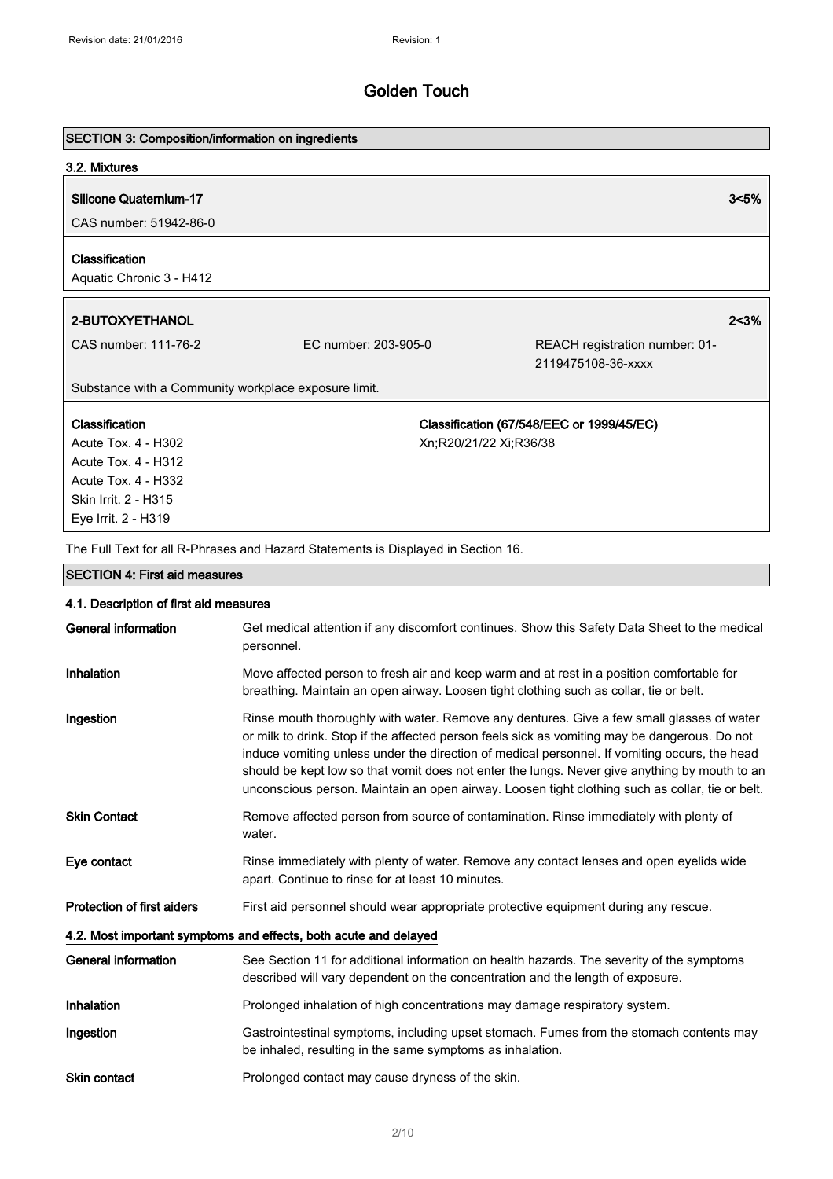## SECTION 3: Composition/information on ingredients

### 3.2. Mixtures

**Silicone Quaternium-17** 3<5%

CAS number: 51942-86-0

**Classification**

Aquatic Chronic 3 - H412

**2-BUTOXYETHANOL** 2<3%

CAS number: 111-76-2 EC number: 203-905-0 REACH registration number: 01-2119475108-36-xxxx

Substance with a Community workplace exposure limit.

**Classification**

Acute Tox. 4 - H302
Acute Tox. 4 - H312
Acute Tox. 4 - H332
Skin Irrit. 2 - H315
Eye Irrit. 2 - H319

**Classification (67/548/EEC or 1999/45/EC)**

Xn;R20/21/22 Xi;R36/38

The Full Text for all R-Phrases and Hazard Statements is Displayed in Section 16.

## SECTION 4: First aid measures

### 4.1. Description of first aid measures

**General information** Get medical attention if any discomfort continues. Show this Safety Data Sheet to the medical personnel.

**Inhalation** Move affected person to fresh air and keep warm and at rest in a position comfortable for breathing. Maintain an open airway. Loosen tight clothing such as collar, tie or belt.

**Ingestion** Rinse mouth thoroughly with water. Remove any dentures. Give a few small glasses of water or milk to drink. Stop if the affected person feels sick as vomiting may be dangerous. Do not induce vomiting unless under the direction of medical personnel. If vomiting occurs, the head should be kept low so that vomit does not enter the lungs. Never give anything by mouth to an unconscious person. Maintain an open airway. Loosen tight clothing such as collar, tie or belt.

**Skin Contact** Remove affected person from source of contamination. Rinse immediately with plenty of water.

**Eye contact** Rinse immediately with plenty of water. Remove any contact lenses and open eyelids wide apart. Continue to rinse for at least 10 minutes.

**Protection of first aiders** First aid personnel should wear appropriate protective equipment during any rescue.

### 4.2. Most important symptoms and effects, both acute and delayed

**General information** See Section 11 for additional information on health hazards. The severity of the symptoms described will vary dependent on the concentration and the length of exposure.

**Inhalation** Prolonged inhalation of high concentrations may damage respiratory system.

**Ingestion** Gastrointestinal symptoms, including upset stomach. Fumes from the stomach contents may be inhaled, resulting in the same symptoms as inhalation.

**Skin contact** Prolonged contact may cause dryness of the skin.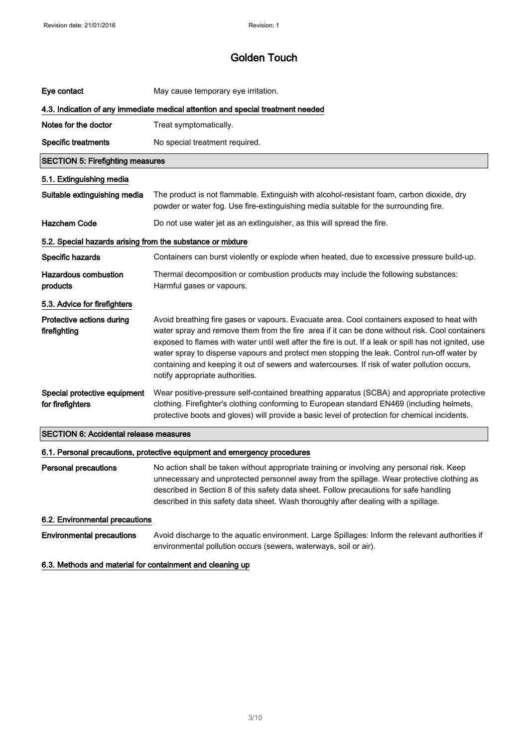| | |
|---|---|
| **Eye contact** | May cause temporary eye irritation. |

#### 4.3. Indication of any immediate medical attention and special treatment needed

| | |
|---|---|
| **Notes for the doctor** | Treat symptomatically. |
| **Specific treatments** | No special treatment required. |

## SECTION 5: Firefighting measures

#### 5.1. Extinguishing media

| | |
|---|---|
| **Suitable extinguishing media** | The product is not flammable. Extinguish with alcohol-resistant foam, carbon dioxide, dry powder or water fog. Use fire-extinguishing media suitable for the surrounding fire. |
| **Hazchem Code** | Do not use water jet as an extinguisher, as this will spread the fire. |

#### 5.2. Special hazards arising from the substance or mixture

| | |
|---|---|
| **Specific hazards** | Containers can burst violently or explode when heated, due to excessive pressure build-up. |
| **Hazardous combustion products** | Thermal decomposition or combustion products may include the following substances: Harmful gases or vapours. |

#### 5.3. Advice for firefighters

| | |
|---|---|
| **Protective actions during firefighting** | Avoid breathing fire gases or vapours. Evacuate area. Cool containers exposed to heat with water spray and remove them from the fire area if it can be done without risk. Cool containers exposed to flames with water until well after the fire is out. If a leak or spill has not ignited, use water spray to disperse vapours and protect men stopping the leak. Control run-off water by containing and keeping it out of sewers and watercourses. If risk of water pollution occurs, notify appropriate authorities. |
| **Special protective equipment for firefighters** | Wear positive-pressure self-contained breathing apparatus (SCBA) and appropriate protective clothing. Firefighter's clothing conforming to European standard EN469 (including helmets, protective boots and gloves) will provide a basic level of protection for chemical incidents. |

## SECTION 6: Accidental release measures

#### 6.1. Personal precautions, protective equipment and emergency procedures

| | |
|---|---|
| **Personal precautions** | No action shall be taken without appropriate training or involving any personal risk. Keep unnecessary and unprotected personnel away from the spillage. Wear protective clothing as described in Section 8 of this safety data sheet. Follow precautions for safe handling described in this safety data sheet. Wash thoroughly after dealing with a spillage. |

#### 6.2. Environmental precautions

| | |
|---|---|
| **Environmental precautions** | Avoid discharge to the aquatic environment. Large Spillages: Inform the relevant authorities if environmental pollution occurs (sewers, waterways, soil or air). |

#### 6.3. Methods and material for containment and cleaning up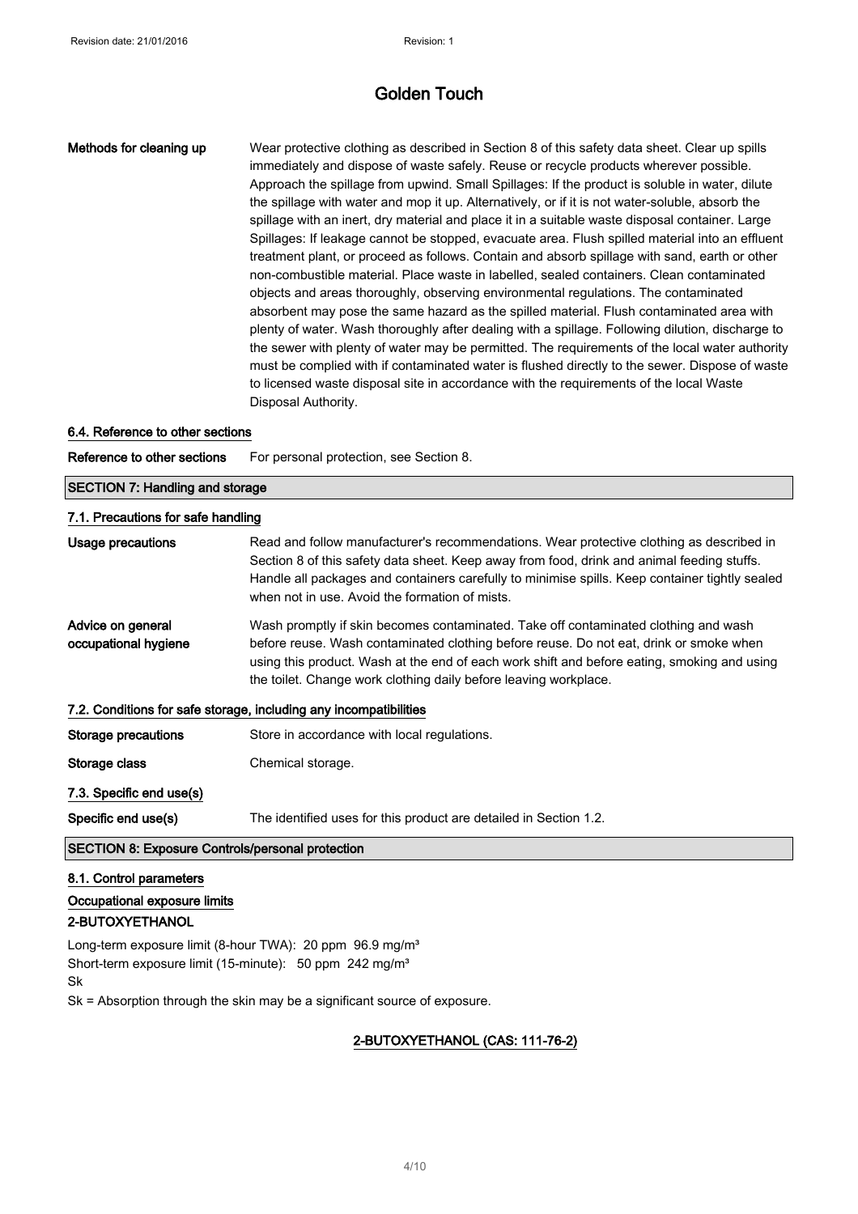| | |
|---|---|
| **Methods for cleaning up** | Wear protective clothing as described in Section 8 of this safety data sheet. Clear up spills immediately and dispose of waste safely. Reuse or recycle products wherever possible. Approach the spillage from upwind. Small Spillages: If the product is soluble in water, dilute the spillage with water and mop it up. Alternatively, or if it is not water-soluble, absorb the spillage with an inert, dry material and place it in a suitable waste disposal container. Large Spillages: If leakage cannot be stopped, evacuate area. Flush spilled material into an effluent treatment plant, or proceed as follows. Contain and absorb spillage with sand, earth or other non-combustible material. Place waste in labelled, sealed containers. Clean contaminated objects and areas thoroughly, observing environmental regulations. The contaminated absorbent may pose the same hazard as the spilled material. Flush contaminated area with plenty of water. Wash thoroughly after dealing with a spillage. Following dilution, discharge to the sewer with plenty of water may be permitted. The requirements of the local water authority must be complied with if contaminated water is flushed directly to the sewer. Dispose of waste to licensed waste disposal site in accordance with the requirements of the local Waste Disposal Authority. |

### 6.4. Reference to other sections

| | |
|---|---|
| **Reference to other sections** | For personal protection, see Section 8. |

## SECTION 7: Handling and storage

### 7.1. Precautions for safe handling

| | |
|---|---|
| **Usage precautions** | Read and follow manufacturer's recommendations. Wear protective clothing as described in Section 8 of this safety data sheet. Keep away from food, drink and animal feeding stuffs. Handle all packages and containers carefully to minimise spills. Keep container tightly sealed when not in use. Avoid the formation of mists. |
| **Advice on general occupational hygiene** | Wash promptly if skin becomes contaminated. Take off contaminated clothing and wash before reuse. Wash contaminated clothing before reuse. Do not eat, drink or smoke when using this product. Wash at the end of each work shift and before eating, smoking and using the toilet. Change work clothing daily before leaving workplace. |

### 7.2. Conditions for safe storage, including any incompatibilities

| | |
|---|---|
| **Storage precautions** | Store in accordance with local regulations. |
| **Storage class** | Chemical storage. |

### 7.3. Specific end use(s)

| | |
|---|---|
| **Specific end use(s)** | The identified uses for this product are detailed in Section 1.2. |

## SECTION 8: Exposure Controls/personal protection

### 8.1. Control parameters

#### Occupational exposure limits

**2-BUTOXYETHANOL**

Long-term exposure limit (8-hour TWA): 20 ppm 96.9 mg/m³
Short-term exposure limit (15-minute): 50 ppm 242 mg/m³
Sk
Sk = Absorption through the skin may be a significant source of exposure.

**2-BUTOXYETHANOL (CAS: 111-76-2)**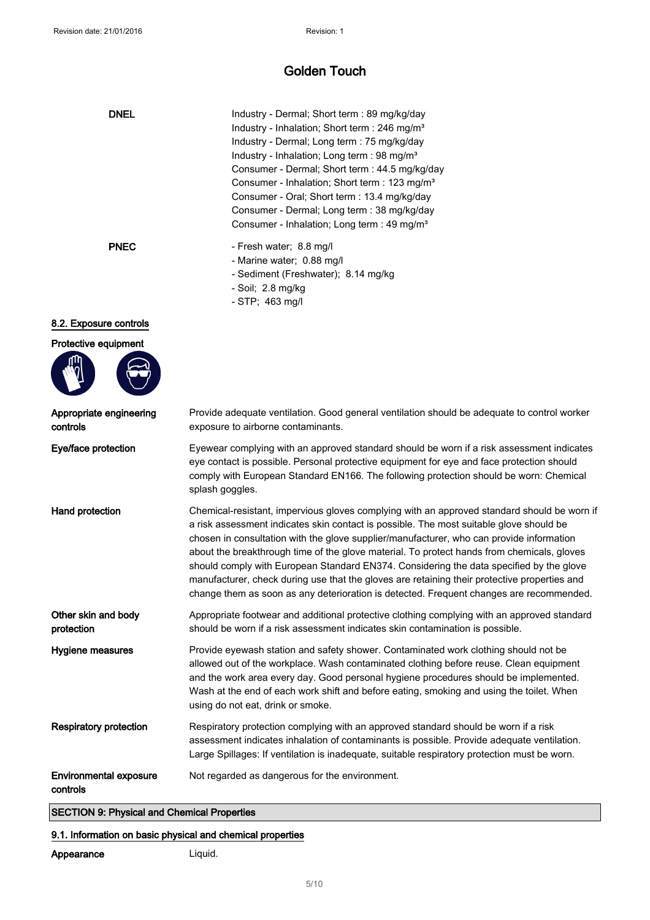| | |
|---|---|
| **DNEL** | Industry - Dermal; Short term : 89 mg/kg/day<br>Industry - Inhalation; Short term : 246 mg/m³<br>Industry - Dermal; Long term : 75 mg/kg/day<br>Industry - Inhalation; Long term : 98 mg/m³<br>Consumer - Dermal; Short term : 44.5 mg/kg/day<br>Consumer - Inhalation; Short term : 123 mg/m³<br>Consumer - Oral; Short term : 13.4 mg/kg/day<br>Consumer - Dermal; Long term : 38 mg/kg/day<br>Consumer - Inhalation; Long term : 49 mg/m³ |
| **PNEC** | - Fresh water; 8.8 mg/l<br>- Marine water; 0.88 mg/l<br>- Sediment (Freshwater); 8.14 mg/kg<br>- Soil; 2.8 mg/kg<br>- STP; 463 mg/l |

### 8.2. Exposure controls

**Protective equipment**

| | |
|---|---|
| **Appropriate engineering controls** | Provide adequate ventilation. Good general ventilation should be adequate to control worker exposure to airborne contaminants. |
| **Eye/face protection** | Eyewear complying with an approved standard should be worn if a risk assessment indicates eye contact is possible. Personal protective equipment for eye and face protection should comply with European Standard EN166. The following protection should be worn: Chemical splash goggles. |
| **Hand protection** | Chemical-resistant, impervious gloves complying with an approved standard should be worn if a risk assessment indicates skin contact is possible. The most suitable glove should be chosen in consultation with the glove supplier/manufacturer, who can provide information about the breakthrough time of the glove material. To protect hands from chemicals, gloves should comply with European Standard EN374. Considering the data specified by the glove manufacturer, check during use that the gloves are retaining their protective properties and change them as soon as any deterioration is detected. Frequent changes are recommended. |
| **Other skin and body protection** | Appropriate footwear and additional protective clothing complying with an approved standard should be worn if a risk assessment indicates skin contamination is possible. |
| **Hygiene measures** | Provide eyewash station and safety shower. Contaminated work clothing should not be allowed out of the workplace. Wash contaminated clothing before reuse. Clean equipment and the work area every day. Good personal hygiene procedures should be implemented. Wash at the end of each work shift and before eating, smoking and using the toilet. When using do not eat, drink or smoke. |
| **Respiratory protection** | Respiratory protection complying with an approved standard should be worn if a risk assessment indicates inhalation of contaminants is possible. Provide adequate ventilation. Large Spillages: If ventilation is inadequate, suitable respiratory protection must be worn. |
| **Environmental exposure controls** | Not regarded as dangerous for the environment. |

## SECTION 9: Physical and Chemical Properties

### 9.1. Information on basic physical and chemical properties

**Appearance** Liquid.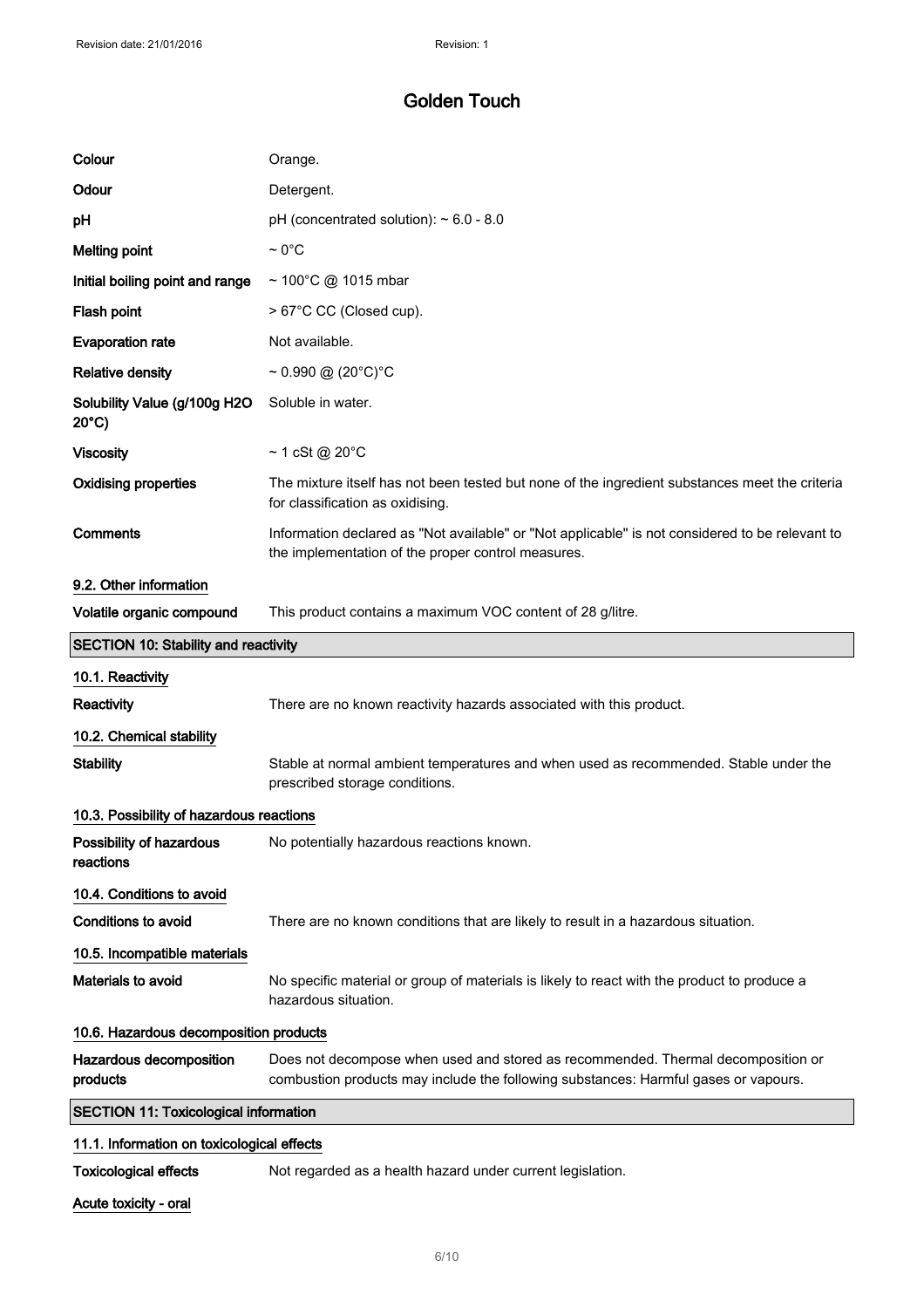# Golden Touch

| | |
|---|---|
| **Colour** | Orange. |
| **Odour** | Detergent. |
| **pH** | pH (concentrated solution): ~ 6.0 - 8.0 |
| **Melting point** | ~ 0°C |
| **Initial boiling point and range** | ~ 100°C @ 1015 mbar |
| **Flash point** | > 67°C CC (Closed cup). |
| **Evaporation rate** | Not available. |
| **Relative density** | ~ 0.990 @ (20°C)°C |
| **Solubility Value (g/100g H2O 20°C)** | Soluble in water. |
| **Viscosity** | ~ 1 cSt @ 20°C |
| **Oxidising properties** | The mixture itself has not been tested but none of the ingredient substances meet the criteria for classification as oxidising. |
| **Comments** | Information declared as "Not available" or "Not applicable" is not considered to be relevant to the implementation of the proper control measures. |

### 9.2. Other information

**Volatile organic compound** This product contains a maximum VOC content of 28 g/litre.

## SECTION 10: Stability and reactivity

### 10.1. Reactivity

**Reactivity** There are no known reactivity hazards associated with this product.

### 10.2. Chemical stability

**Stability** Stable at normal ambient temperatures and when used as recommended. Stable under the prescribed storage conditions.

### 10.3. Possibility of hazardous reactions

**Possibility of hazardous reactions** No potentially hazardous reactions known.

### 10.4. Conditions to avoid

**Conditions to avoid** There are no known conditions that are likely to result in a hazardous situation.

### 10.5. Incompatible materials

**Materials to avoid** No specific material or group of materials is likely to react with the product to produce a hazardous situation.

### 10.6. Hazardous decomposition products

**Hazardous decomposition products** Does not decompose when used and stored as recommended. Thermal decomposition or combustion products may include the following substances: Harmful gases or vapours.

## SECTION 11: Toxicological information

### 11.1. Information on toxicological effects

**Toxicological effects** Not regarded as a health hazard under current legislation.

**Acute toxicity - oral**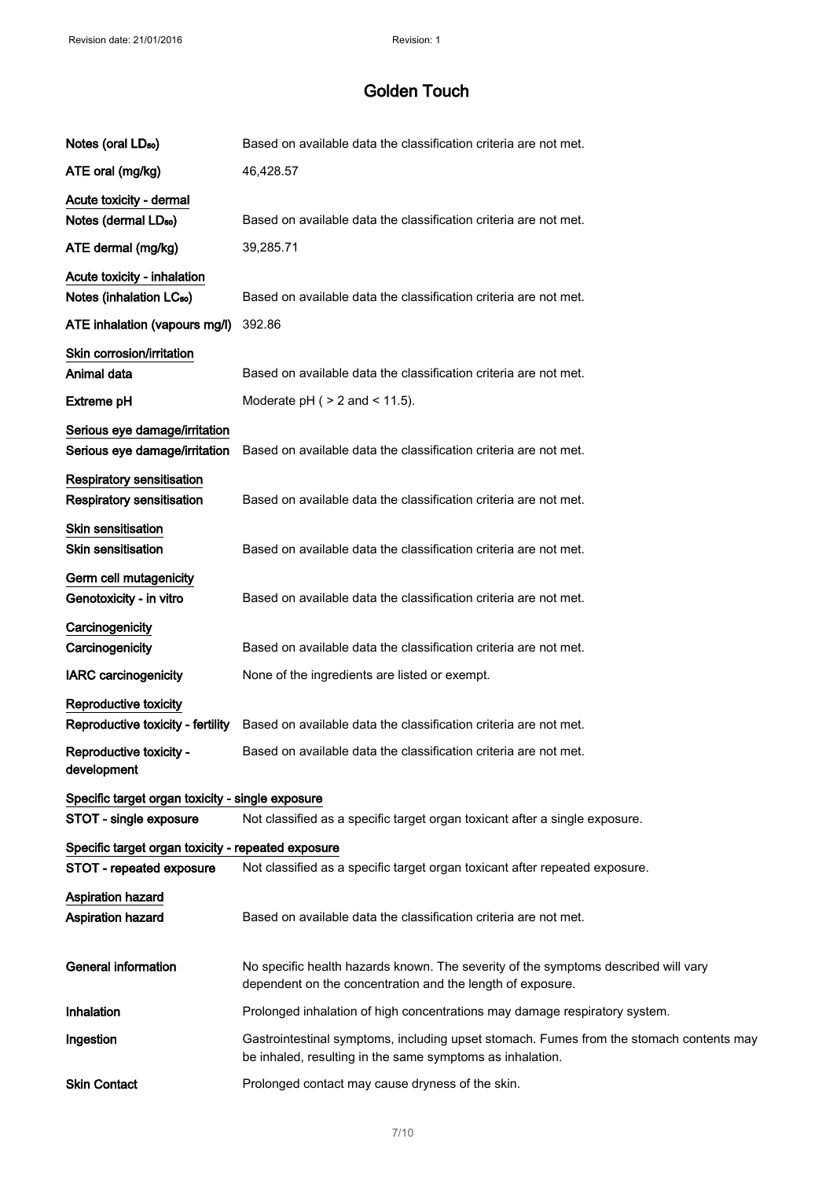| | |
|---|---|
| **Notes (oral $LD_{50}$)** | Based on available data the classification criteria are not met. |
| **ATE oral (mg/kg)** | 46,428.57 |

**Acute toxicity - dermal**

| | |
|---|---|
| **Notes (dermal $LD_{50}$)** | Based on available data the classification criteria are not met. |
| **ATE dermal (mg/kg)** | 39,285.71 |

**Acute toxicity - inhalation**

| | |
|---|---|
| **Notes (inhalation $LC_{50}$)** | Based on available data the classification criteria are not met. |
| **ATE inhalation (vapours mg/l)** | 392.86 |

**Skin corrosion/irritation**

| | |
|---|---|
| **Animal data** | Based on available data the classification criteria are not met. |
| **Extreme pH** | Moderate pH ( > 2 and < 11.5). |

**Serious eye damage/irritation**

| | |
|---|---|
| **Serious eye damage/irritation** | Based on available data the classification criteria are not met. |

**Respiratory sensitisation**

| | |
|---|---|
| **Respiratory sensitisation** | Based on available data the classification criteria are not met. |

**Skin sensitisation**

| | |
|---|---|
| **Skin sensitisation** | Based on available data the classification criteria are not met. |

**Germ cell mutagenicity**

| | |
|---|---|
| **Genotoxicity - in vitro** | Based on available data the classification criteria are not met. |

**Carcinogenicity**

| | |
|---|---|
| **Carcinogenicity** | Based on available data the classification criteria are not met. |
| **IARC carcinogenicity** | None of the ingredients are listed or exempt. |

**Reproductive toxicity**

| | |
|---|---|
| **Reproductive toxicity - fertility** | Based on available data the classification criteria are not met. |
| **Reproductive toxicity - development** | Based on available data the classification criteria are not met. |

**Specific target organ toxicity - single exposure**

| | |
|---|---|
| **STOT - single exposure** | Not classified as a specific target organ toxicant after a single exposure. |

**Specific target organ toxicity - repeated exposure**

| | |
|---|---|
| **STOT - repeated exposure** | Not classified as a specific target organ toxicant after repeated exposure. |

**Aspiration hazard**

| | |
|---|---|
| **Aspiration hazard** | Based on available data the classification criteria are not met. |

| | |
|---|---|
| **General information** | No specific health hazards known. The severity of the symptoms described will vary dependent on the concentration and the length of exposure. |
| **Inhalation** | Prolonged inhalation of high concentrations may damage respiratory system. |
| **Ingestion** | Gastrointestinal symptoms, including upset stomach. Fumes from the stomach contents may be inhaled, resulting in the same symptoms as inhalation. |
| **Skin Contact** | Prolonged contact may cause dryness of the skin. |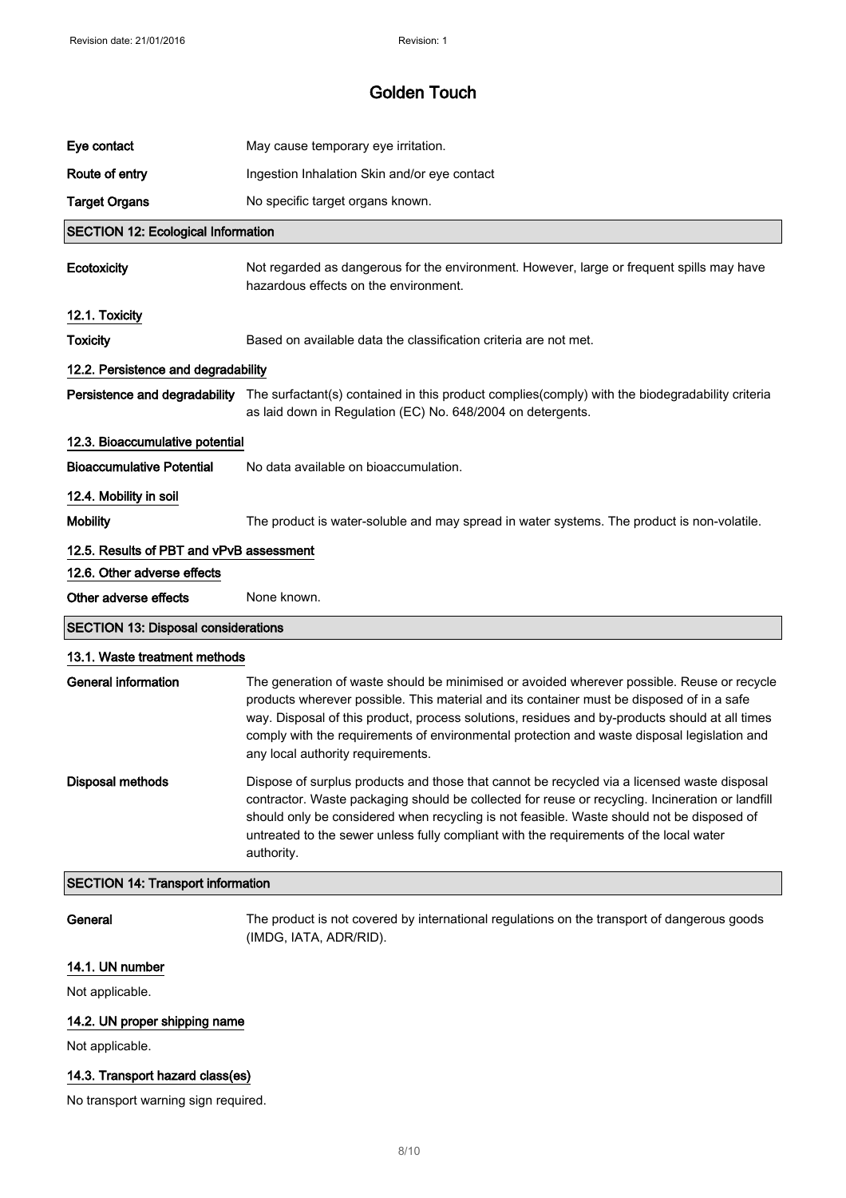| | |
|---|---|
| **Eye contact** | May cause temporary eye irritation. |
| **Route of entry** | Ingestion Inhalation Skin and/or eye contact |
| **Target Organs** | No specific target organs known. |

## SECTION 12: Ecological Information

| | |
|---|---|
| **Ecotoxicity** | Not regarded as dangerous for the environment. However, large or frequent spills may have hazardous effects on the environment. |

### 12.1. Toxicity

| | |
|---|---|
| **Toxicity** | Based on available data the classification criteria are not met. |

### 12.2. Persistence and degradability

| | |
|---|---|
| **Persistence and degradability** | The surfactant(s) contained in this product complies(comply) with the biodegradability criteria as laid down in Regulation (EC) No. 648/2004 on detergents. |

### 12.3. Bioaccumulative potential

| | |
|---|---|
| **Bioaccumulative Potential** | No data available on bioaccumulation. |

### 12.4. Mobility in soil

| | |
|---|---|
| **Mobility** | The product is water-soluble and may spread in water systems. The product is non-volatile. |

### 12.5. Results of PBT and vPvB assessment

### 12.6. Other adverse effects

| | |
|---|---|
| **Other adverse effects** | None known. |

## SECTION 13: Disposal considerations

### 13.1. Waste treatment methods

| | |
|---|---|
| **General information** | The generation of waste should be minimised or avoided wherever possible. Reuse or recycle products wherever possible. This material and its container must be disposed of in a safe way. Disposal of this product, process solutions, residues and by-products should at all times comply with the requirements of environmental protection and waste disposal legislation and any local authority requirements. |
| **Disposal methods** | Dispose of surplus products and those that cannot be recycled via a licensed waste disposal contractor. Waste packaging should be collected for reuse or recycling. Incineration or landfill should only be considered when recycling is not feasible. Waste should not be disposed of untreated to the sewer unless fully compliant with the requirements of the local water authority. |

## SECTION 14: Transport information

| | |
|---|---|
| **General** | The product is not covered by international regulations on the transport of dangerous goods (IMDG, IATA, ADR/RID). |

### 14.1. UN number

Not applicable.

### 14.2. UN proper shipping name

Not applicable.

### 14.3. Transport hazard class(es)

No transport warning sign required.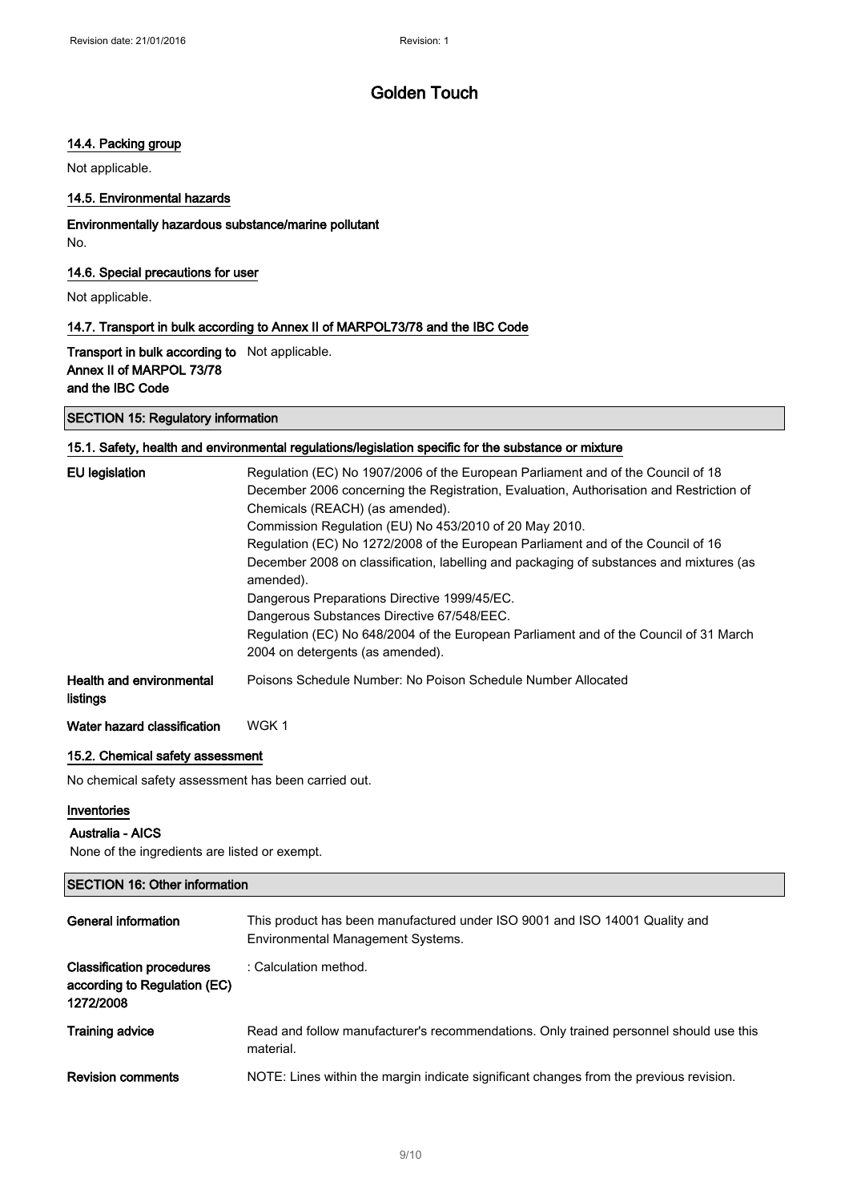### 14.4. Packing group

Not applicable.

### 14.5. Environmental hazards

**Environmentally hazardous substance/marine pollutant**

No.

### 14.6. Special precautions for user

Not applicable.

### 14.7. Transport in bulk according to Annex II of MARPOL73/78 and the IBC Code

| | |
|---|---|
| **Transport in bulk according to Annex II of MARPOL 73/78 and the IBC Code** | Not applicable. |

## SECTION 15: Regulatory information

### 15.1. Safety, health and environmental regulations/legislation specific for the substance or mixture

| | |
|---|---|
| **EU legislation** | Regulation (EC) No 1907/2006 of the European Parliament and of the Council of 18 December 2006 concerning the Registration, Evaluation, Authorisation and Restriction of Chemicals (REACH) (as amended). Commission Regulation (EU) No 453/2010 of 20 May 2010. Regulation (EC) No 1272/2008 of the European Parliament and of the Council of 16 December 2008 on classification, labelling and packaging of substances and mixtures (as amended). Dangerous Preparations Directive 1999/45/EC. Dangerous Substances Directive 67/548/EEC. Regulation (EC) No 648/2004 of the European Parliament and of the Council of 31 March 2004 on detergents (as amended). |
| **Health and environmental listings** | Poisons Schedule Number: No Poison Schedule Number Allocated |
| **Water hazard classification** | WGK 1 |

### 15.2. Chemical safety assessment

No chemical safety assessment has been carried out.

### Inventories

**Australia - AICS**

None of the ingredients are listed or exempt.

## SECTION 16: Other information

| | |
|---|---|
| **General information** | This product has been manufactured under ISO 9001 and ISO 14001 Quality and Environmental Management Systems. |
| **Classification procedures according to Regulation (EC) 1272/2008** | : Calculation method. |
| **Training advice** | Read and follow manufacturer's recommendations. Only trained personnel should use this material. |
| **Revision comments** | NOTE: Lines within the margin indicate significant changes from the previous revision. |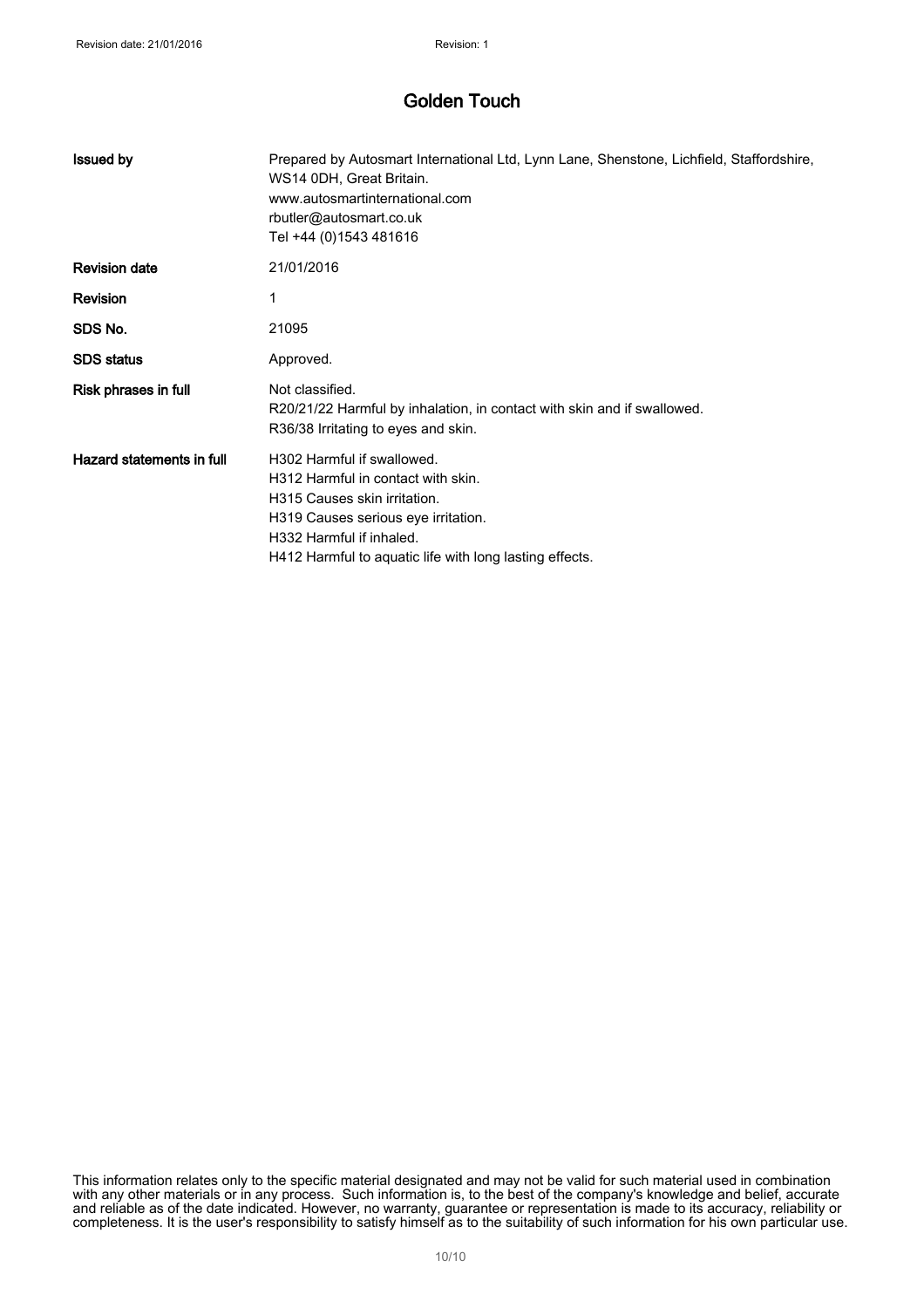# Golden Touch

| | |
|---|---|
| **Issued by** | Prepared by Autosmart International Ltd, Lynn Lane, Shenstone, Lichfield, Staffordshire, WS14 0DH, Great Britain.<br>www.autosmartinternational.com<br>rbutler@autosmart.co.uk<br>Tel +44 (0)1543 481616 |
| **Revision date** | 21/01/2016 |
| **Revision** | 1 |
| **SDS No.** | 21095 |
| **SDS status** | Approved. |
| **Risk phrases in full** | Not classified.<br>R20/21/22 Harmful by inhalation, in contact with skin and if swallowed.<br>R36/38 Irritating to eyes and skin. |
| **Hazard statements in full** | H302 Harmful if swallowed.<br>H312 Harmful in contact with skin.<br>H315 Causes skin irritation.<br>H319 Causes serious eye irritation.<br>H332 Harmful if inhaled.<br>H412 Harmful to aquatic life with long lasting effects. |

This information relates only to the specific material designated and may not be valid for such material used in combination with any other materials or in any process. Such information is, to the best of the company's knowledge and belief, accurate and reliable as of the date indicated. However, no warranty, guarantee or representation is made to its accuracy, reliability or completeness. It is the user's responsibility to satisfy himself as to the suitability of such information for his own particular use.